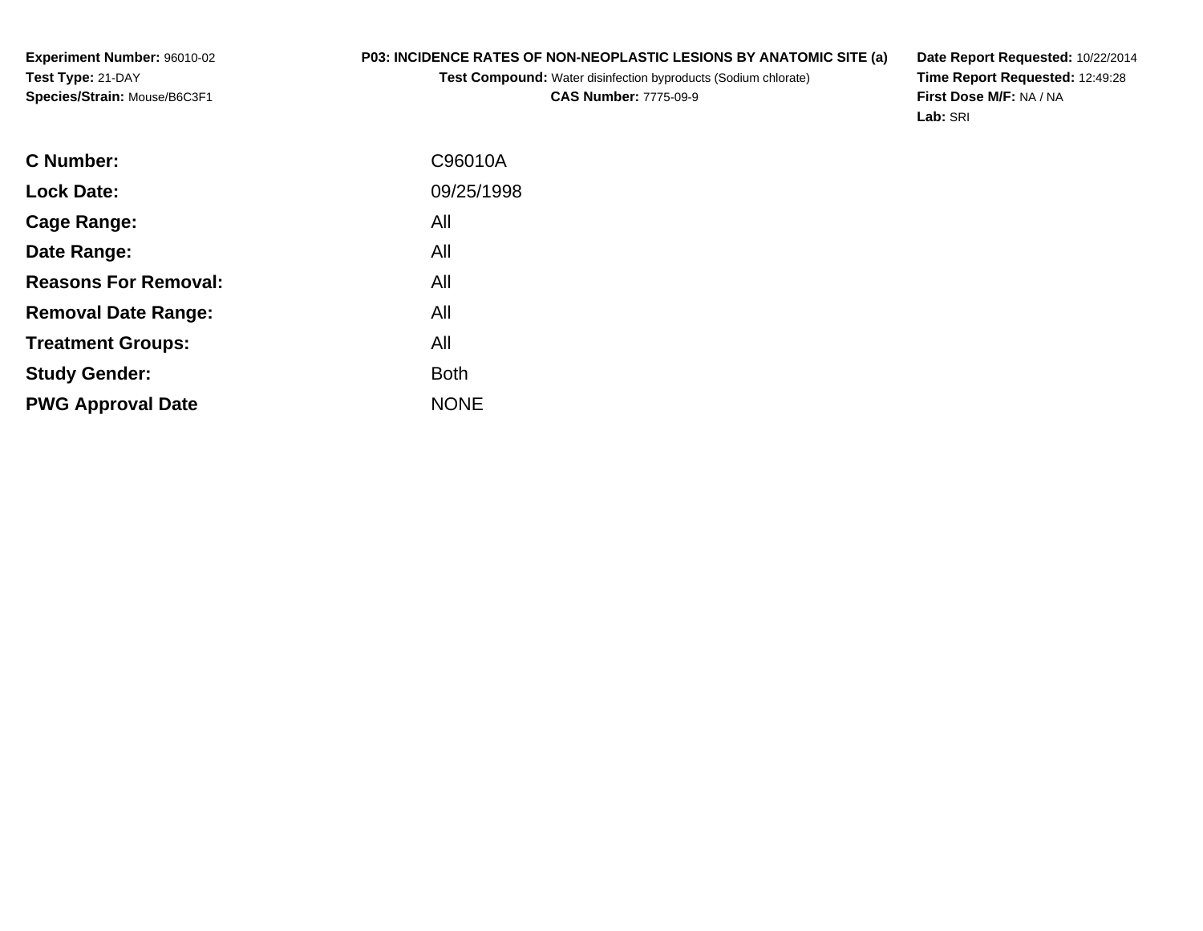**Experiment Number:** 96010-02
**Test Type:** 21-DAY
**Species/Strain:** Mouse/B6C3F1

**P03: INCIDENCE RATES OF NON-NEOPLASTIC LESIONS BY ANATOMIC SITE (a)**
**Test Compound:** Water disinfection byproducts (Sodium chlorate)
**CAS Number:** 7775-09-9

**Date Report Requested:** 10/22/2014
**Time Report Requested:** 12:49:28
**First Dose M/F:** NA / NA
**Lab:** SRI

| | |
|---|---|
| **C Number:** | C96010A |
| **Lock Date:** | 09/25/1998 |
| **Cage Range:** | All |
| **Date Range:** | All |
| **Reasons For Removal:** | All |
| **Removal Date Range:** | All |
| **Treatment Groups:** | All |
| **Study Gender:** | Both |
| **PWG Approval Date** | NONE |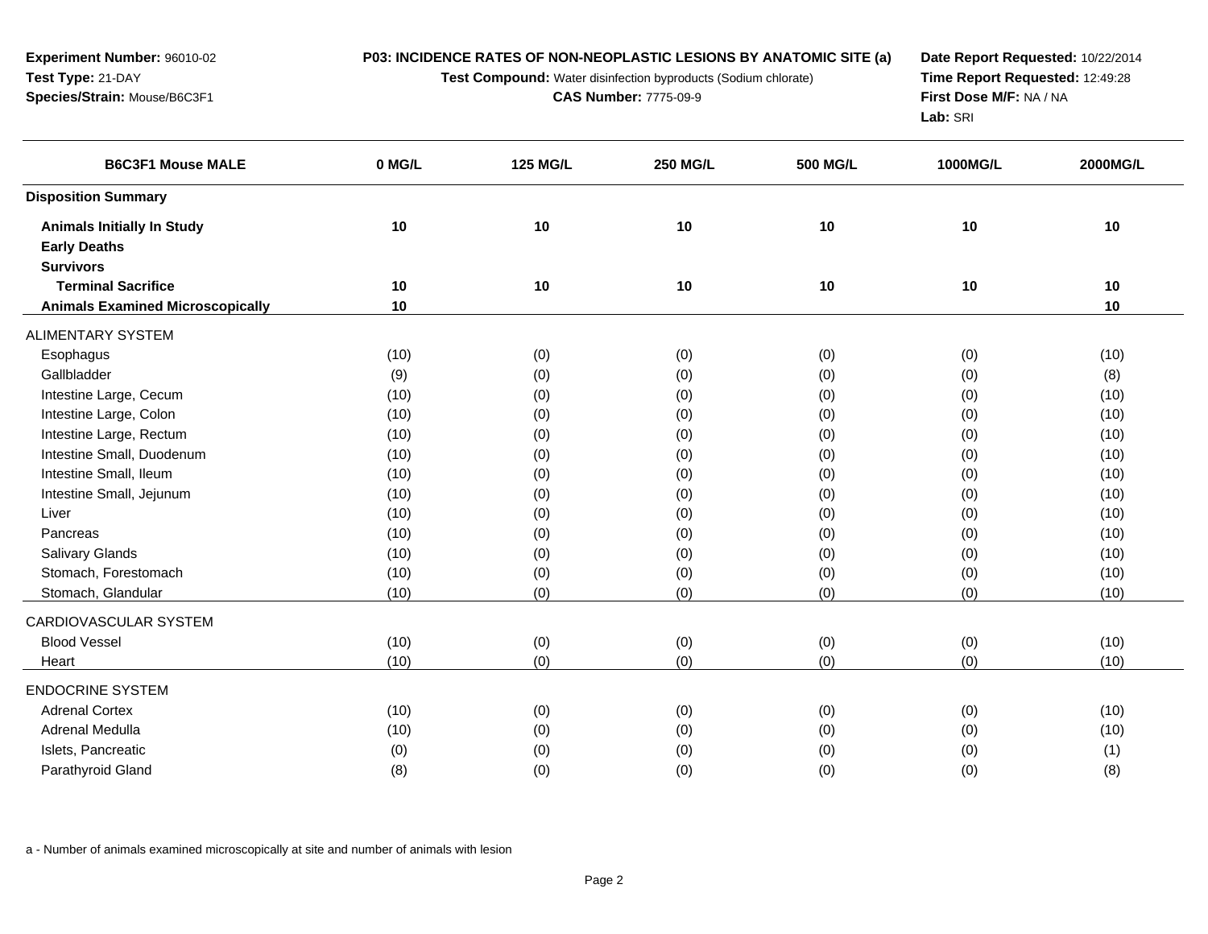**Experiment Number:** 96010-02
**Test Type:** 21-DAY
**Species/Strain:** Mouse/B6C3F1

**P03: INCIDENCE RATES OF NON-NEOPLASTIC LESIONS BY ANATOMIC SITE (a)**
**Test Compound:** Water disinfection byproducts (Sodium chlorate)
**CAS Number:** 7775-09-9

**Date Report Requested:** 10/22/2014
**Time Report Requested:** 12:49:28
**First Dose M/F:** NA / NA
**Lab:** SRI

| B6C3F1 Mouse MALE | 0 MG/L | 125 MG/L | 250 MG/L | 500 MG/L | 1000MG/L | 2000MG/L |
|---|---|---|---|---|---|---|
| **Disposition Summary** | | | | | | |
| **Animals Initially In Study** | 10 | 10 | 10 | 10 | 10 | 10 |
| **Early Deaths** | | | | | | |
| **Survivors** | | | | | | |
| **Terminal Sacrifice** | 10 | 10 | 10 | 10 | 10 | 10 |
| **Animals Examined Microscopically** | 10 | | | | | 10 |
| ALIMENTARY SYSTEM | | | | | | |
| Esophagus | (10) | (0) | (0) | (0) | (0) | (10) |
| Gallbladder | (9) | (0) | (0) | (0) | (0) | (8) |
| Intestine Large, Cecum | (10) | (0) | (0) | (0) | (0) | (10) |
| Intestine Large, Colon | (10) | (0) | (0) | (0) | (0) | (10) |
| Intestine Large, Rectum | (10) | (0) | (0) | (0) | (0) | (10) |
| Intestine Small, Duodenum | (10) | (0) | (0) | (0) | (0) | (10) |
| Intestine Small, Ileum | (10) | (0) | (0) | (0) | (0) | (10) |
| Intestine Small, Jejunum | (10) | (0) | (0) | (0) | (0) | (10) |
| Liver | (10) | (0) | (0) | (0) | (0) | (10) |
| Pancreas | (10) | (0) | (0) | (0) | (0) | (10) |
| Salivary Glands | (10) | (0) | (0) | (0) | (0) | (10) |
| Stomach, Forestomach | (10) | (0) | (0) | (0) | (0) | (10) |
| Stomach, Glandular | (10) | (0) | (0) | (0) | (0) | (10) |
| CARDIOVASCULAR SYSTEM | | | | | | |
| Blood Vessel | (10) | (0) | (0) | (0) | (0) | (10) |
| Heart | (10) | (0) | (0) | (0) | (0) | (10) |
| ENDOCRINE SYSTEM | | | | | | |
| Adrenal Cortex | (10) | (0) | (0) | (0) | (0) | (10) |
| Adrenal Medulla | (10) | (0) | (0) | (0) | (0) | (10) |
| Islets, Pancreatic | (0) | (0) | (0) | (0) | (0) | (1) |
| Parathyroid Gland | (8) | (0) | (0) | (0) | (0) | (8) |

a - Number of animals examined microscopically at site and number of animals with lesion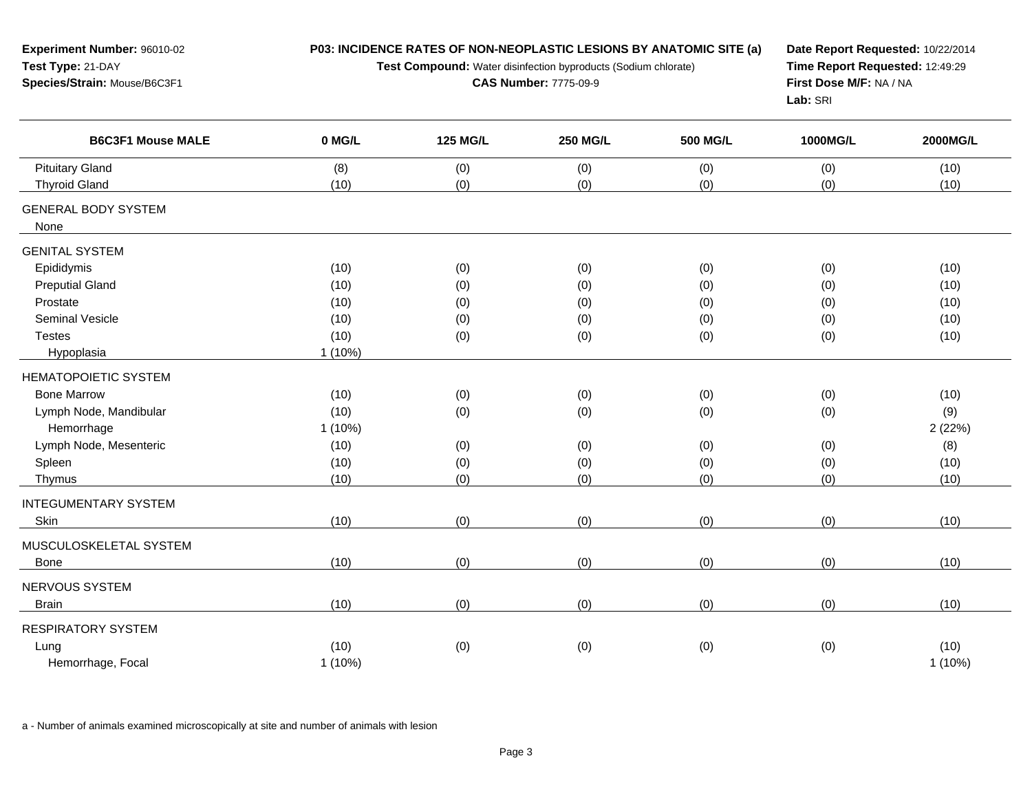**Experiment Number:** 96010-02
**Test Type:** 21-DAY
**Species/Strain:** Mouse/B6C3F1

**P03: INCIDENCE RATES OF NON-NEOPLASTIC LESIONS BY ANATOMIC SITE (a)**
**Test Compound:** Water disinfection byproducts (Sodium chlorate)
**CAS Number:** 7775-09-9

**Date Report Requested:** 10/22/2014
**Time Report Requested:** 12:49:29
**First Dose M/F:** NA / NA
**Lab:** SRI

| B6C3F1 Mouse MALE | 0 MG/L | 125 MG/L | 250 MG/L | 500 MG/L | 1000MG/L | 2000MG/L |
|---|---|---|---|---|---|---|
| Pituitary Gland | (8) | (0) | (0) | (0) | (0) | (10) |
| Thyroid Gland | (10) | (0) | (0) | (0) | (0) | (10) |
| GENERAL BODY SYSTEM | | | | | | |
| None | | | | | | |
| GENITAL SYSTEM | | | | | | |
| Epididymis | (10) | (0) | (0) | (0) | (0) | (10) |
| Preputial Gland | (10) | (0) | (0) | (0) | (0) | (10) |
| Prostate | (10) | (0) | (0) | (0) | (0) | (10) |
| Seminal Vesicle | (10) | (0) | (0) | (0) | (0) | (10) |
| Testes | (10) | (0) | (0) | (0) | (0) | (10) |
| Hypoplasia | 1 (10%) | | | | | |
| HEMATOPOIETIC SYSTEM | | | | | | |
| Bone Marrow | (10) | (0) | (0) | (0) | (0) | (10) |
| Lymph Node, Mandibular | (10) | (0) | (0) | (0) | (0) | (9) |
| Hemorrhage | 1 (10%) | | | | | 2 (22%) |
| Lymph Node, Mesenteric | (10) | (0) | (0) | (0) | (0) | (8) |
| Spleen | (10) | (0) | (0) | (0) | (0) | (10) |
| Thymus | (10) | (0) | (0) | (0) | (0) | (10) |
| INTEGUMENTARY SYSTEM | | | | | | |
| Skin | (10) | (0) | (0) | (0) | (0) | (10) |
| MUSCULOSKELETAL SYSTEM | | | | | | |
| Bone | (10) | (0) | (0) | (0) | (0) | (10) |
| NERVOUS SYSTEM | | | | | | |
| Brain | (10) | (0) | (0) | (0) | (0) | (10) |
| RESPIRATORY SYSTEM | | | | | | |
| Lung | (10) | (0) | (0) | (0) | (0) | (10) |
| Hemorrhage, Focal | 1 (10%) | | | | | 1 (10%) |

a - Number of animals examined microscopically at site and number of animals with lesion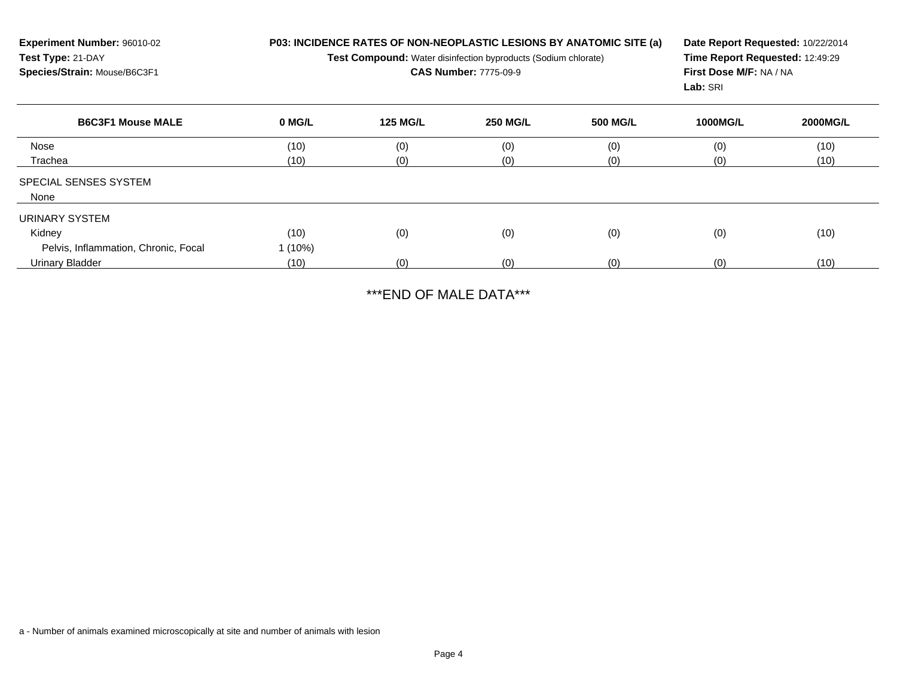**Experiment Number:** 96010-02
**Test Type:** 21-DAY
**Species/Strain:** Mouse/B6C3F1

**P03: INCIDENCE RATES OF NON-NEOPLASTIC LESIONS BY ANATOMIC SITE (a)**
**Test Compound:** Water disinfection byproducts (Sodium chlorate)
**CAS Number:** 7775-09-9

**Date Report Requested:** 10/22/2014
**Time Report Requested:** 12:49:29
**First Dose M/F:** NA / NA
**Lab:** SRI

| B6C3F1 Mouse MALE | 0 MG/L | 125 MG/L | 250 MG/L | 500 MG/L | 1000MG/L | 2000MG/L |
|---|---|---|---|---|---|---|
| Nose | (10) | (0) | (0) | (0) | (0) | (10) |
| Trachea | (10) | (0) | (0) | (0) | (0) | (10) |
| SPECIAL SENSES SYSTEM | | | | | | |
| None | | | | | | |
| URINARY SYSTEM | | | | | | |
| Kidney | (10) | (0) | (0) | (0) | (0) | (10) |
| Pelvis, Inflammation, Chronic, Focal | 1 (10%) | | | | | |
| Urinary Bladder | (10) | (0) | (0) | (0) | (0) | (10) |

***END OF MALE DATA***

a - Number of animals examined microscopically at site and number of animals with lesion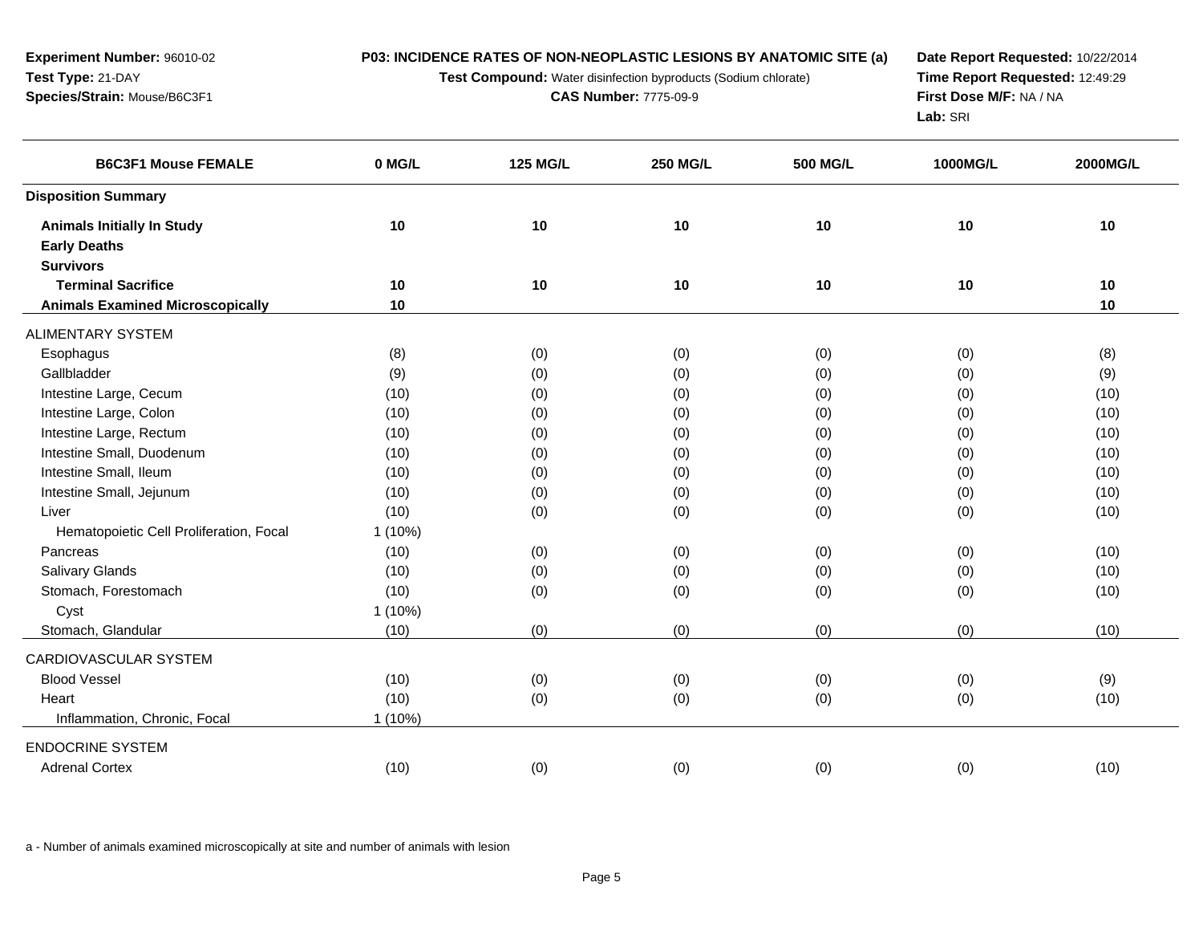**Experiment Number:** 96010-02
**Test Type:** 21-DAY
**Species/Strain:** Mouse/B6C3F1

**P03: INCIDENCE RATES OF NON-NEOPLASTIC LESIONS BY ANATOMIC SITE (a)**
**Test Compound:** Water disinfection byproducts (Sodium chlorate)
**CAS Number:** 7775-09-9

**Date Report Requested:** 10/22/2014
**Time Report Requested:** 12:49:29
**First Dose M/F:** NA / NA
**Lab:** SRI

| B6C3F1 Mouse FEMALE | 0 MG/L | 125 MG/L | 250 MG/L | 500 MG/L | 1000MG/L | 2000MG/L |
|---|---|---|---|---|---|---|
| **Disposition Summary** | | | | | | |
| **Animals Initially In Study** | 10 | 10 | 10 | 10 | 10 | 10 |
| **Early Deaths** | | | | | | |
| **Survivors** | | | | | | |
| **Terminal Sacrifice** | 10 | 10 | 10 | 10 | 10 | 10 |
| **Animals Examined Microscopically** | 10 | | | | | 10 |
| ALIMENTARY SYSTEM | | | | | | |
| Esophagus | (8) | (0) | (0) | (0) | (0) | (8) |
| Gallbladder | (9) | (0) | (0) | (0) | (0) | (9) |
| Intestine Large, Cecum | (10) | (0) | (0) | (0) | (0) | (10) |
| Intestine Large, Colon | (10) | (0) | (0) | (0) | (0) | (10) |
| Intestine Large, Rectum | (10) | (0) | (0) | (0) | (0) | (10) |
| Intestine Small, Duodenum | (10) | (0) | (0) | (0) | (0) | (10) |
| Intestine Small, Ileum | (10) | (0) | (0) | (0) | (0) | (10) |
| Intestine Small, Jejunum | (10) | (0) | (0) | (0) | (0) | (10) |
| Liver | (10) | (0) | (0) | (0) | (0) | (10) |
| Hematopoietic Cell Proliferation, Focal | 1 (10%) | | | | | |
| Pancreas | (10) | (0) | (0) | (0) | (0) | (10) |
| Salivary Glands | (10) | (0) | (0) | (0) | (0) | (10) |
| Stomach, Forestomach | (10) | (0) | (0) | (0) | (0) | (10) |
| Cyst | 1 (10%) | | | | | |
| Stomach, Glandular | (10) | (0) | (0) | (0) | (0) | (10) |
| CARDIOVASCULAR SYSTEM | | | | | | |
| Blood Vessel | (10) | (0) | (0) | (0) | (0) | (9) |
| Heart | (10) | (0) | (0) | (0) | (0) | (10) |
| Inflammation, Chronic, Focal | 1 (10%) | | | | | |
| ENDOCRINE SYSTEM | | | | | | |
| Adrenal Cortex | (10) | (0) | (0) | (0) | (0) | (10) |

a - Number of animals examined microscopically at site and number of animals with lesion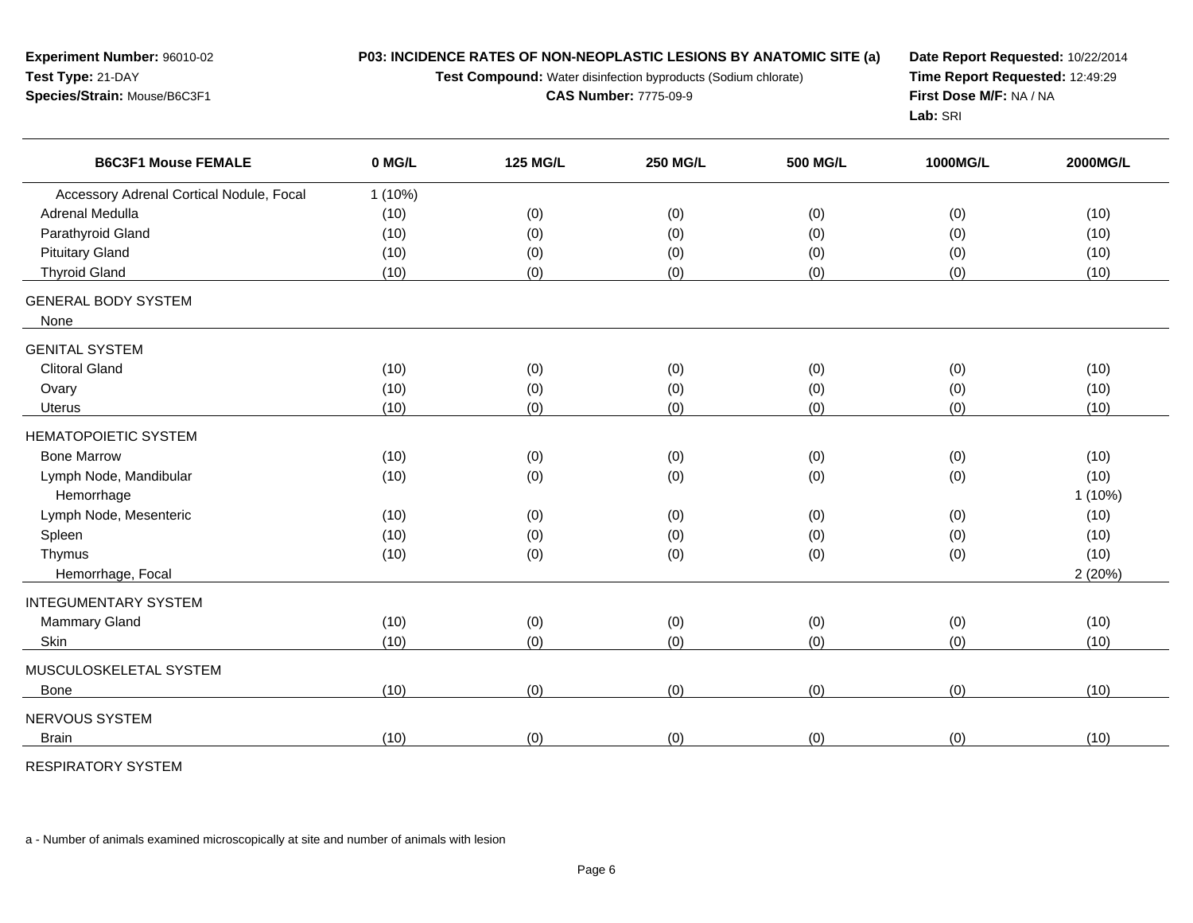**Experiment Number:** 96010-02
**Test Type:** 21-DAY
**Species/Strain:** Mouse/B6C3F1

**P03: INCIDENCE RATES OF NON-NEOPLASTIC LESIONS BY ANATOMIC SITE (a)**
**Test Compound:** Water disinfection byproducts (Sodium chlorate)
**CAS Number:** 7775-09-9

**Date Report Requested:** 10/22/2014
**Time Report Requested:** 12:49:29
**First Dose M/F:** NA / NA
**Lab:** SRI

| B6C3F1 Mouse FEMALE | 0 MG/L | 125 MG/L | 250 MG/L | 500 MG/L | 1000MG/L | 2000MG/L |
|---|---|---|---|---|---|---|
| Accessory Adrenal Cortical Nodule, Focal | 1 (10%) | | | | | |
| Adrenal Medulla | (10) | (0) | (0) | (0) | (0) | (10) |
| Parathyroid Gland | (10) | (0) | (0) | (0) | (0) | (10) |
| Pituitary Gland | (10) | (0) | (0) | (0) | (0) | (10) |
| Thyroid Gland | (10) | (0) | (0) | (0) | (0) | (10) |
| GENERAL BODY SYSTEM | | | | | | |
| None | | | | | | |
| GENITAL SYSTEM | | | | | | |
| Clitoral Gland | (10) | (0) | (0) | (0) | (0) | (10) |
| Ovary | (10) | (0) | (0) | (0) | (0) | (10) |
| Uterus | (10) | (0) | (0) | (0) | (0) | (10) |
| HEMATOPOIETIC SYSTEM | | | | | | |
| Bone Marrow | (10) | (0) | (0) | (0) | (0) | (10) |
| Lymph Node, Mandibular | (10) | (0) | (0) | (0) | (0) | (10) |
| Hemorrhage | | | | | | 1 (10%) |
| Lymph Node, Mesenteric | (10) | (0) | (0) | (0) | (0) | (10) |
| Spleen | (10) | (0) | (0) | (0) | (0) | (10) |
| Thymus | (10) | (0) | (0) | (0) | (0) | (10) |
| Hemorrhage, Focal | | | | | | 2 (20%) |
| INTEGUMENTARY SYSTEM | | | | | | |
| Mammary Gland | (10) | (0) | (0) | (0) | (0) | (10) |
| Skin | (10) | (0) | (0) | (0) | (0) | (10) |
| MUSCULOSKELETAL SYSTEM | | | | | | |
| Bone | (10) | (0) | (0) | (0) | (0) | (10) |
| NERVOUS SYSTEM | | | | | | |
| Brain | (10) | (0) | (0) | (0) | (0) | (10) |
| RESPIRATORY SYSTEM | | | | | | |

a - Number of animals examined microscopically at site and number of animals with lesion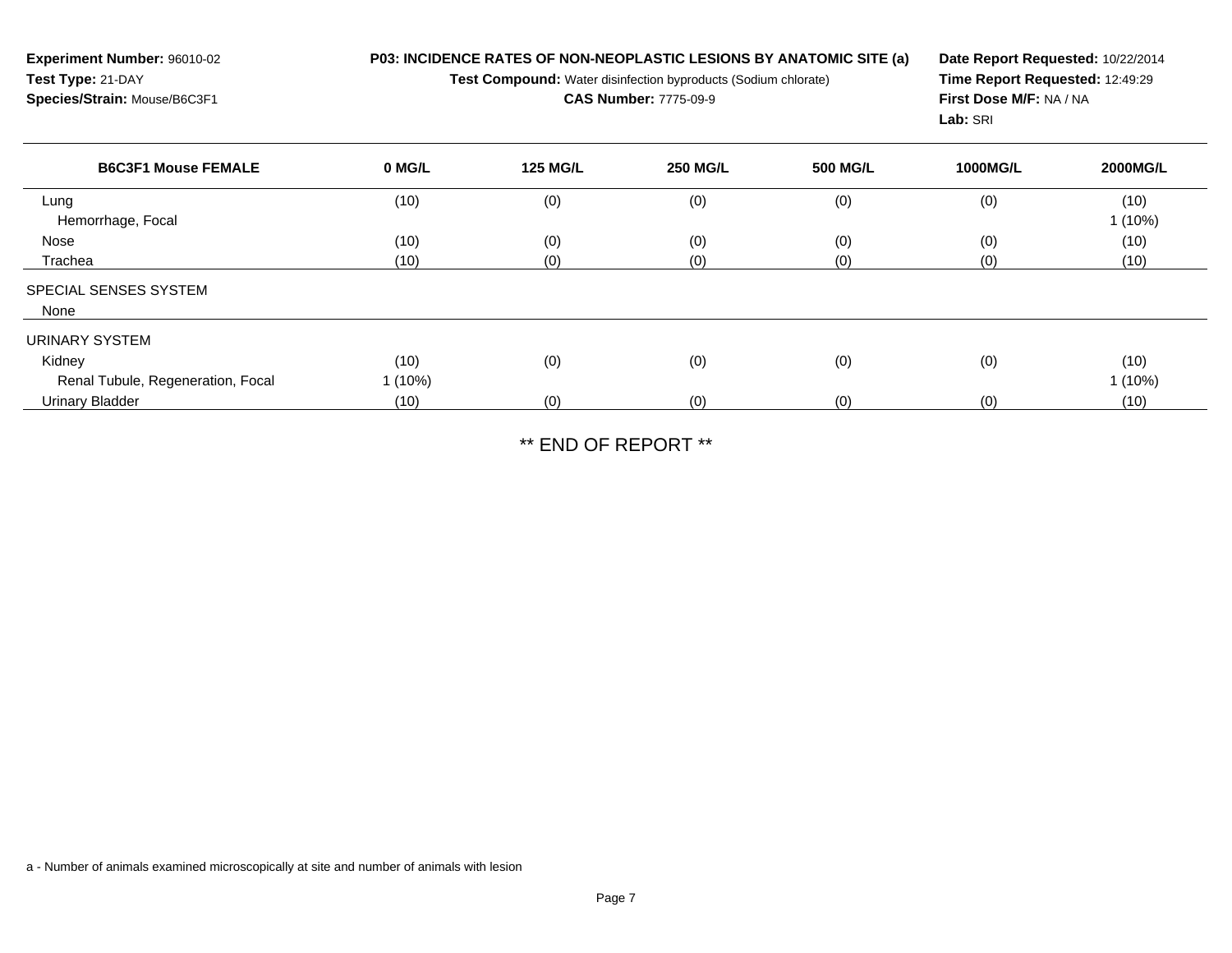**Experiment Number:** 96010-02
**Test Type:** 21-DAY
**Species/Strain:** Mouse/B6C3F1

**P03: INCIDENCE RATES OF NON-NEOPLASTIC LESIONS BY ANATOMIC SITE (a)**
**Test Compound:** Water disinfection byproducts (Sodium chlorate)
**CAS Number:** 7775-09-9

**Date Report Requested:** 10/22/2014
**Time Report Requested:** 12:49:29
**First Dose M/F:** NA / NA
**Lab:** SRI

| B6C3F1 Mouse FEMALE | 0 MG/L | 125 MG/L | 250 MG/L | 500 MG/L | 1000MG/L | 2000MG/L |
|---|---|---|---|---|---|---|
| Lung | (10) | (0) | (0) | (0) | (0) | (10) |
| Hemorrhage, Focal | | | | | | 1 (10%) |
| Nose | (10) | (0) | (0) | (0) | (0) | (10) |
| Trachea | (10) | (0) | (0) | (0) | (0) | (10) |
| SPECIAL SENSES SYSTEM | | | | | | |
| None | | | | | | |
| URINARY SYSTEM | | | | | | |
| Kidney | (10) | (0) | (0) | (0) | (0) | (10) |
| Renal Tubule, Regeneration, Focal | 1 (10%) | | | | | 1 (10%) |
| Urinary Bladder | (10) | (0) | (0) | (0) | (0) | (10) |

** END OF REPORT **

a - Number of animals examined microscopically at site and number of animals with lesion